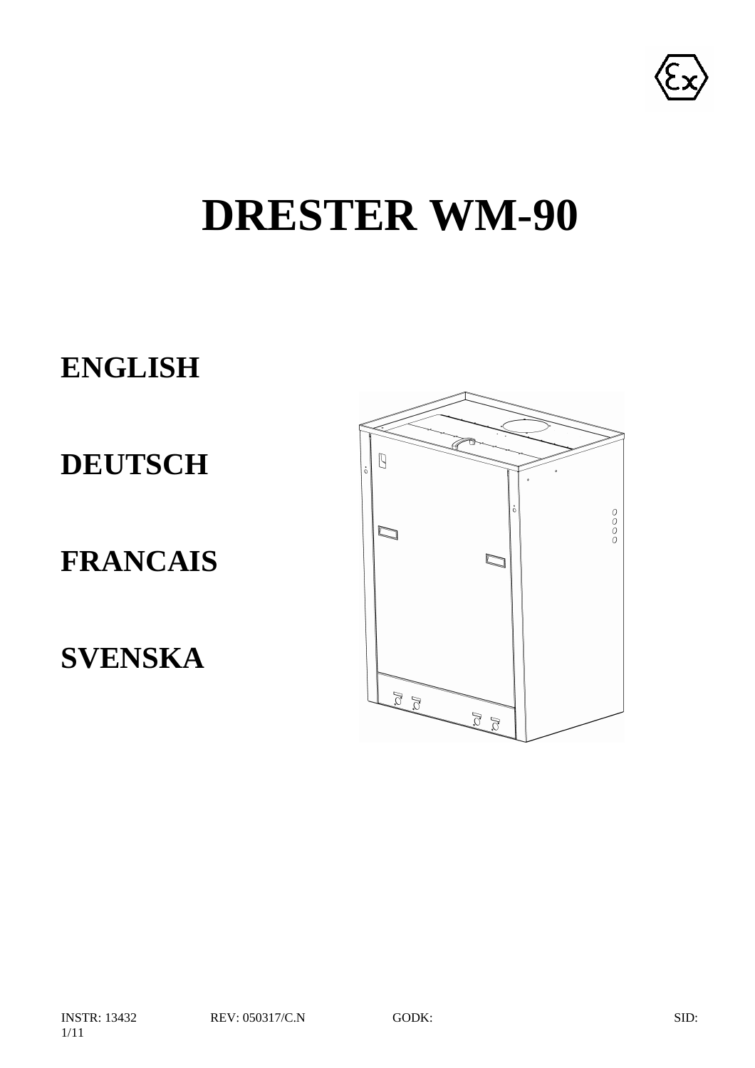# DRESTER WM-90

**ENGLISH**

**DEUTSCH**

**FRANCAIS**

**SVENSKA**

INSTR: 13432 REV: 050317/C.N GODK: SID: 1/11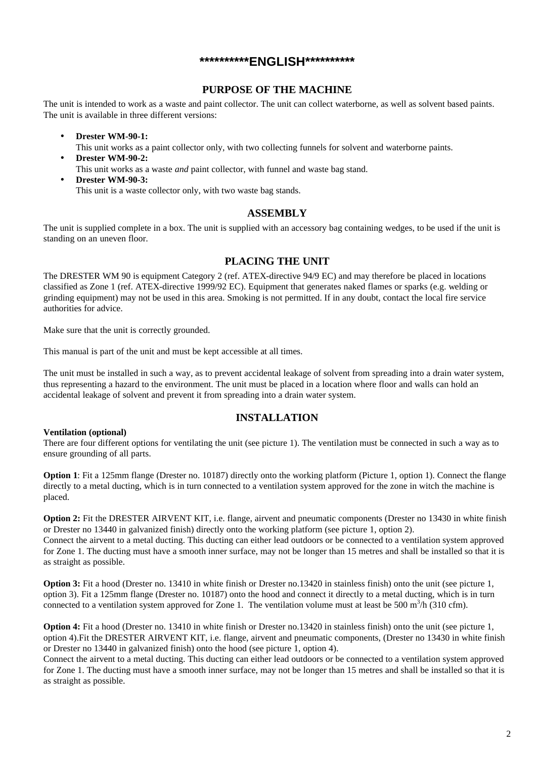# \**********ENGLISH**********

## PURPOSE OF THE MACHINE

The unit is intended to work as a waste and paint collector. The unit can collect waterborne, as well as solvent based paints. The unit is available in three different versions:

- **Drester WM-90-1:**
  This unit works as a paint collector only, with two collecting funnels for solvent and waterborne paints.
- **Drester WM-90-2:**
  This unit works as a waste *and* paint collector, with funnel and waste bag stand.
- **Drester WM-90-3:**
  This unit is a waste collector only, with two waste bag stands.

## ASSEMBLY

The unit is supplied complete in a box. The unit is supplied with an accessory bag containing wedges, to be used if the unit is standing on an uneven floor.

## PLACING THE UNIT

The DRESTER WM 90 is equipment Category 2 (ref. ATEX-directive 94/9 EC) and may therefore be placed in locations classified as Zone 1 (ref. ATEX-directive 1999/92 EC). Equipment that generates naked flames or sparks (e.g. welding or grinding equipment) may not be used in this area. Smoking is not permitted. If in any doubt, contact the local fire service authorities for advice.

Make sure that the unit is correctly grounded.

This manual is part of the unit and must be kept accessible at all times.

The unit must be installed in such a way, as to prevent accidental leakage of solvent from spreading into a drain water system, thus representing a hazard to the environment. The unit must be placed in a location where floor and walls can hold an accidental leakage of solvent and prevent it from spreading into a drain water system.

## INSTALLATION

**Ventilation (optional)**
There are four different options for ventilating the unit (see picture 1). The ventilation must be connected in such a way as to ensure grounding of all parts.

**Option 1**: Fit a 125mm flange (Drester no. 10187) directly onto the working platform (Picture 1, option 1). Connect the flange directly to a metal ducting, which is in turn connected to a ventilation system approved for the zone in witch the machine is placed.

**Option 2:** Fit the DRESTER AIRVENT KIT, i.e. flange, airvent and pneumatic components (Drester no 13430 in white finish or Drester no 13440 in galvanized finish) directly onto the working platform (see picture 1, option 2).
Connect the airvent to a metal ducting. This ducting can either lead outdoors or be connected to a ventilation system approved for Zone 1. The ducting must have a smooth inner surface, may not be longer than 15 metres and shall be installed so that it is as straight as possible.

**Option 3:** Fit a hood (Drester no. 13410 in white finish or Drester no.13420 in stainless finish) onto the unit (see picture 1, option 3). Fit a 125mm flange (Drester no. 10187) onto the hood and connect it directly to a metal ducting, which is in turn connected to a ventilation system approved for Zone 1. The ventilation volume must at least be 500 $m^3/h$ (310 cfm).

**Option 4:** Fit a hood (Drester no. 13410 in white finish or Drester no.13420 in stainless finish) onto the unit (see picture 1, option 4).Fit the DRESTER AIRVENT KIT, i.e. flange, airvent and pneumatic components, (Drester no 13430 in white finish or Drester no 13440 in galvanized finish) onto the hood (see picture 1, option 4).
Connect the airvent to a metal ducting. This ducting can either lead outdoors or be connected to a ventilation system approved for Zone 1. The ducting must have a smooth inner surface, may not be longer than 15 metres and shall be installed so that it is as straight as possible.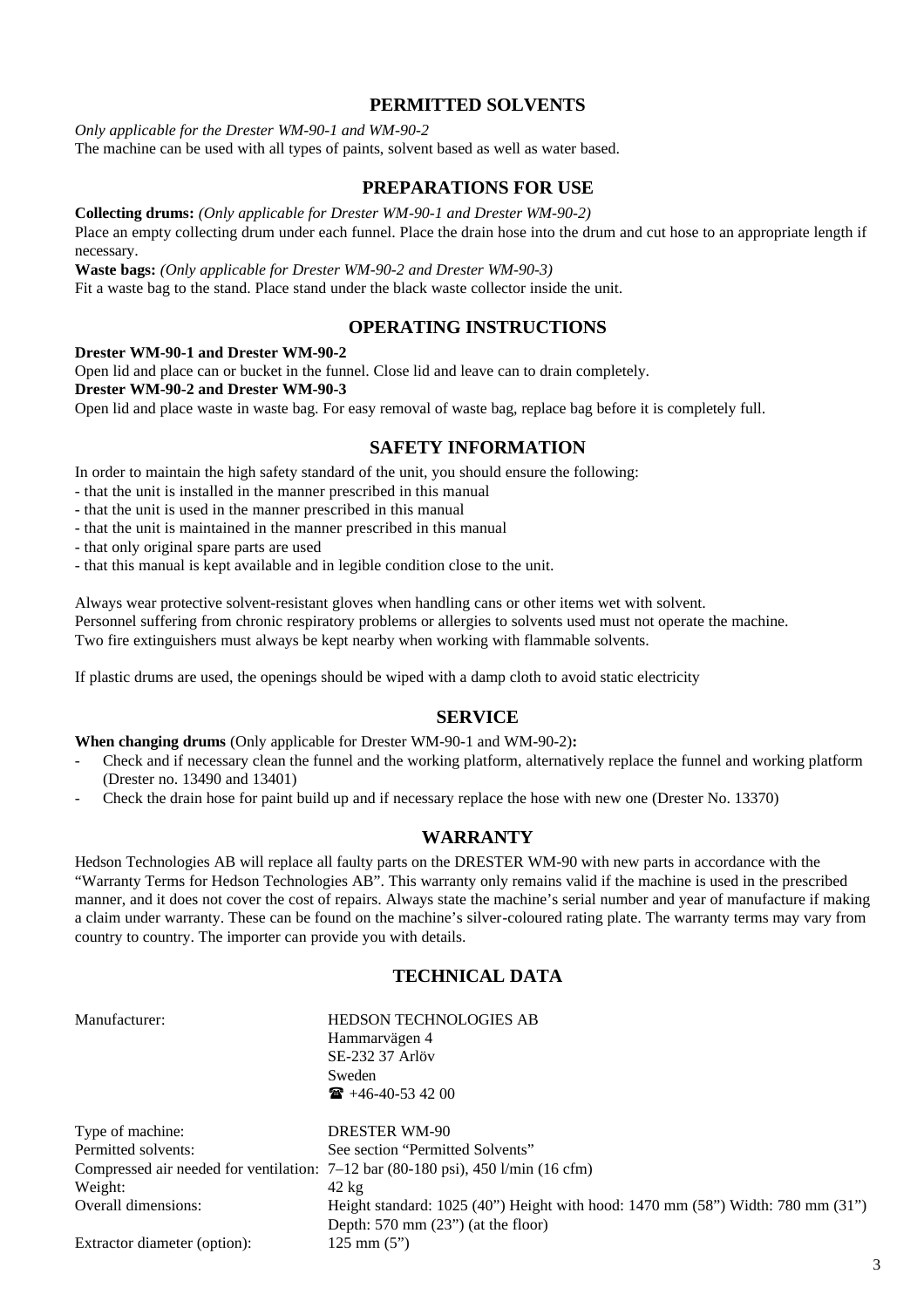## PERMITTED SOLVENTS

*Only applicable for the Drester WM-90-1 and WM-90-2*
The machine can be used with all types of paints, solvent based as well as water based.

## PREPARATIONS FOR USE

**Collecting drums:** *(Only applicable for Drester WM-90-1 and Drester WM-90-2)*
Place an empty collecting drum under each funnel. Place the drain hose into the drum and cut hose to an appropriate length if necessary.
**Waste bags:** *(Only applicable for Drester WM-90-2 and Drester WM-90-3)*
Fit a waste bag to the stand. Place stand under the black waste collector inside the unit.

## OPERATING INSTRUCTIONS

**Drester WM-90-1 and Drester WM-90-2**
Open lid and place can or bucket in the funnel. Close lid and leave can to drain completely.
**Drester WM-90-2 and Drester WM-90-3**
Open lid and place waste in waste bag. For easy removal of waste bag, replace bag before it is completely full.

## SAFETY INFORMATION

In order to maintain the high safety standard of the unit, you should ensure the following:
- that the unit is installed in the manner prescribed in this manual
- that the unit is used in the manner prescribed in this manual
- that the unit is maintained in the manner prescribed in this manual
- that only original spare parts are used
- that this manual is kept available and in legible condition close to the unit.

Always wear protective solvent-resistant gloves when handling cans or other items wet with solvent.
Personnel suffering from chronic respiratory problems or allergies to solvents used must not operate the machine.
Two fire extinguishers must always be kept nearby when working with flammable solvents.

If plastic drums are used, the openings should be wiped with a damp cloth to avoid static electricity

## SERVICE

**When changing drums** (Only applicable for Drester WM-90-1 and WM-90-2)**:**
- Check and if necessary clean the funnel and the working platform, alternatively replace the funnel and working platform (Drester no. 13490 and 13401)
- Check the drain hose for paint build up and if necessary replace the hose with new one (Drester No. 13370)

## WARRANTY

Hedson Technologies AB will replace all faulty parts on the DRESTER WM-90 with new parts in accordance with the "Warranty Terms for Hedson Technologies AB". This warranty only remains valid if the machine is used in the prescribed manner, and it does not cover the cost of repairs. Always state the machine's serial number and year of manufacture if making a claim under warranty. These can be found on the machine's silver-coloured rating plate. The warranty terms may vary from country to country. The importer can provide you with details.

## TECHNICAL DATA

| | |
|---|---|
| Manufacturer: | HEDSON TECHNOLOGIES AB<br>Hammarvägen 4<br>SE-232 37 Arlöv<br>Sweden<br>☎ +46-40-53 42 00 |
| Type of machine: | DRESTER WM-90 |
| Permitted solvents: | See section "Permitted Solvents" |
| Compressed air needed for ventilation: | 7–12 bar (80-180 psi), 450 l/min (16 cfm) |
| Weight: | 42 kg |
| Overall dimensions: | Height standard: 1025 (40") Height with hood: 1470 mm (58") Width: 780 mm (31")<br>Depth: 570 mm (23") (at the floor) |
| Extractor diameter (option): | 125 mm (5") |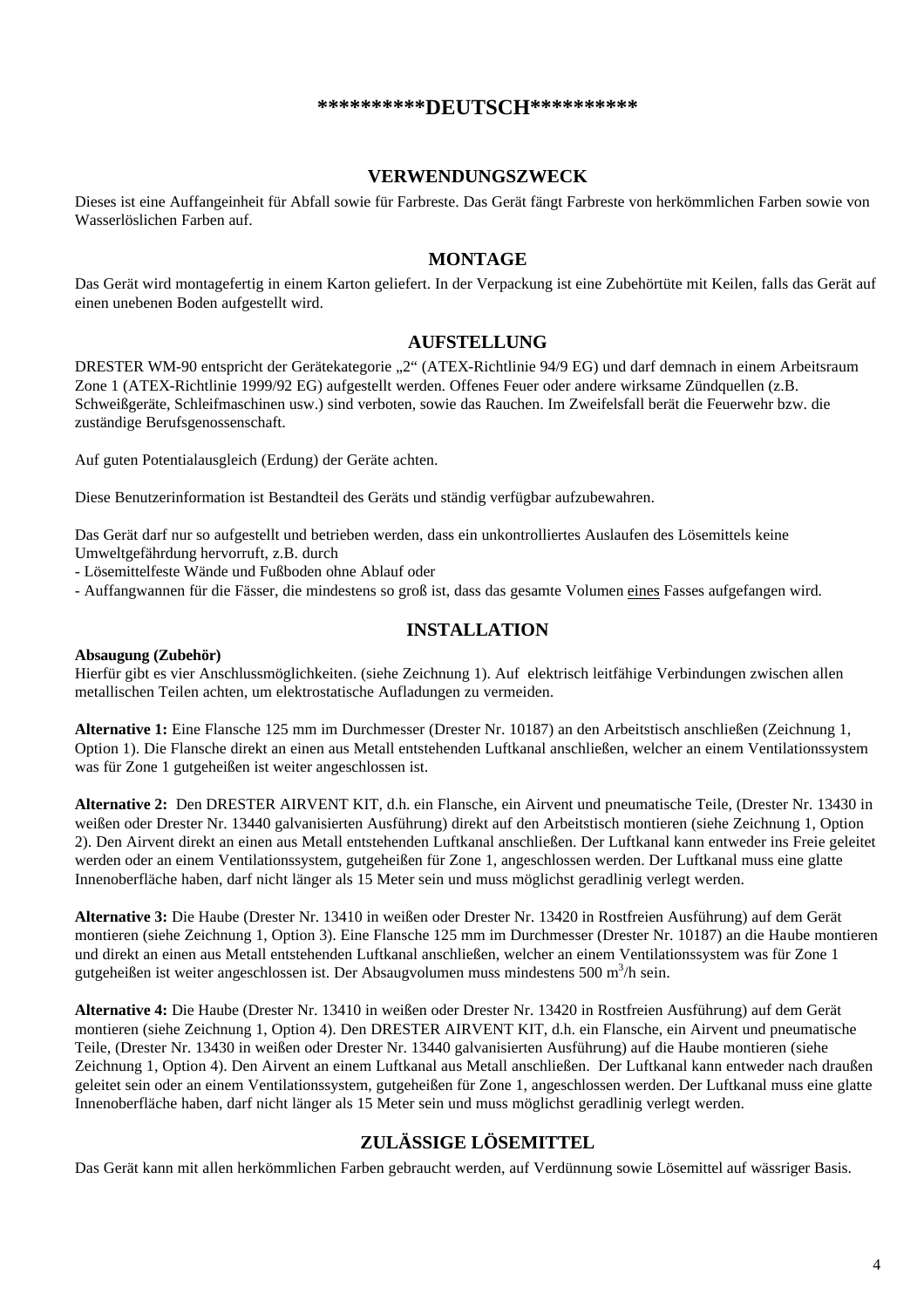# **********DEUTSCH**********

## VERWENDUNGSZWECK

Dieses ist eine Auffangeinheit für Abfall sowie für Farbreste. Das Gerät fängt Farbreste von herkömmlichen Farben sowie von Wasserlöslichen Farben auf.

## MONTAGE

Das Gerät wird montagefertig in einem Karton geliefert. In der Verpackung ist eine Zubehörtüte mit Keilen, falls das Gerät auf einen unebenen Boden aufgestellt wird.

## AUFSTELLUNG

DRESTER WM-90 entspricht der Gerätekategorie „2“ (ATEX-Richtlinie 94/9 EG) und darf demnach in einem Arbeitsraum Zone 1 (ATEX-Richtlinie 1999/92 EG) aufgestellt werden. Offenes Feuer oder andere wirksame Zündquellen (z.B. Schweißgeräte, Schleifmaschinen usw.) sind verboten, sowie das Rauchen. Im Zweifelsfall berät die Feuerwehr bzw. die zuständige Berufsgenossenschaft.

Auf guten Potentialausgleich (Erdung) der Geräte achten.

Diese Benutzerinformation ist Bestandteil des Geräts und ständig verfügbar aufzubewahren.

Das Gerät darf nur so aufgestellt und betrieben werden, dass ein unkontrolliertes Auslaufen des Lösemittels keine Umweltgefährdung hervorruft, z.B. durch
- Lösemittelfeste Wände und Fußboden ohne Ablauf oder
- Auffangwannen für die Fässer, die mindestens so groß ist, dass das gesamte Volumen eines Fasses aufgefangen wird.

## INSTALLATION

**Absaugung (Zubehör)**
Hierfür gibt es vier Anschlussmöglichkeiten. (siehe Zeichnung 1). Auf elektrisch leitfähige Verbindungen zwischen allen metallischen Teilen achten, um elektrostatische Aufladungen zu vermeiden.

**Alternative 1:** Eine Flansche 125 mm im Durchmesser (Drester Nr. 10187) an den Arbeitstisch anschließen (Zeichnung 1, Option 1). Die Flansche direkt an einen aus Metall entstehenden Luftkanal anschließen, welcher an einem Ventilationssystem was für Zone 1 gutgeheißen ist weiter angeschlossen ist.

**Alternative 2:** Den DRESTER AIRVENT KIT, d.h. ein Flansche, ein Airvent und pneumatische Teile, (Drester Nr. 13430 in weißen oder Drester Nr. 13440 galvanisierten Ausführung) direkt auf den Arbeitstisch montieren (siehe Zeichnung 1, Option 2). Den Airvent direkt an einen aus Metall entstehenden Luftkanal anschließen. Der Luftkanal kann entweder ins Freie geleitet werden oder an einem Ventilationssystem, gutgeheißen für Zone 1, angeschlossen werden. Der Luftkanal muss eine glatte Innenoberfläche haben, darf nicht länger als 15 Meter sein und muss möglichst geradlinig verlegt werden.

**Alternative 3:** Die Haube (Drester Nr. 13410 in weißen oder Drester Nr. 13420 in Rostfreien Ausführung) auf dem Gerät montieren (siehe Zeichnung 1, Option 3). Eine Flansche 125 mm im Durchmesser (Drester Nr. 10187) an die Haube montieren und direkt an einen aus Metall entstehenden Luftkanal anschließen, welcher an einem Ventilationssystem was für Zone 1 gutgeheißen ist weiter angeschlossen ist. Der Absaugvolumen muss mindestens 500 $m^3$/h sein.

**Alternative 4:** Die Haube (Drester Nr. 13410 in weißen oder Drester Nr. 13420 in Rostfreien Ausführung) auf dem Gerät montieren (siehe Zeichnung 1, Option 4). Den DRESTER AIRVENT KIT, d.h. ein Flansche, ein Airvent und pneumatische Teile, (Drester Nr. 13430 in weißen oder Drester Nr. 13440 galvanisierten Ausführung) auf die Haube montieren (siehe Zeichnung 1, Option 4). Den Airvent an einem Luftkanal aus Metall anschließen. Der Luftkanal kann entweder nach draußen geleitet sein oder an einem Ventilationssystem, gutgeheißen für Zone 1, angeschlossen werden. Der Luftkanal muss eine glatte Innenoberfläche haben, darf nicht länger als 15 Meter sein und muss möglichst geradlinig verlegt werden.

## ZULÄSSIGE LÖSEMITTEL

Das Gerät kann mit allen herkömmlichen Farben gebraucht werden, auf Verdünnung sowie Lösemittel auf wässriger Basis.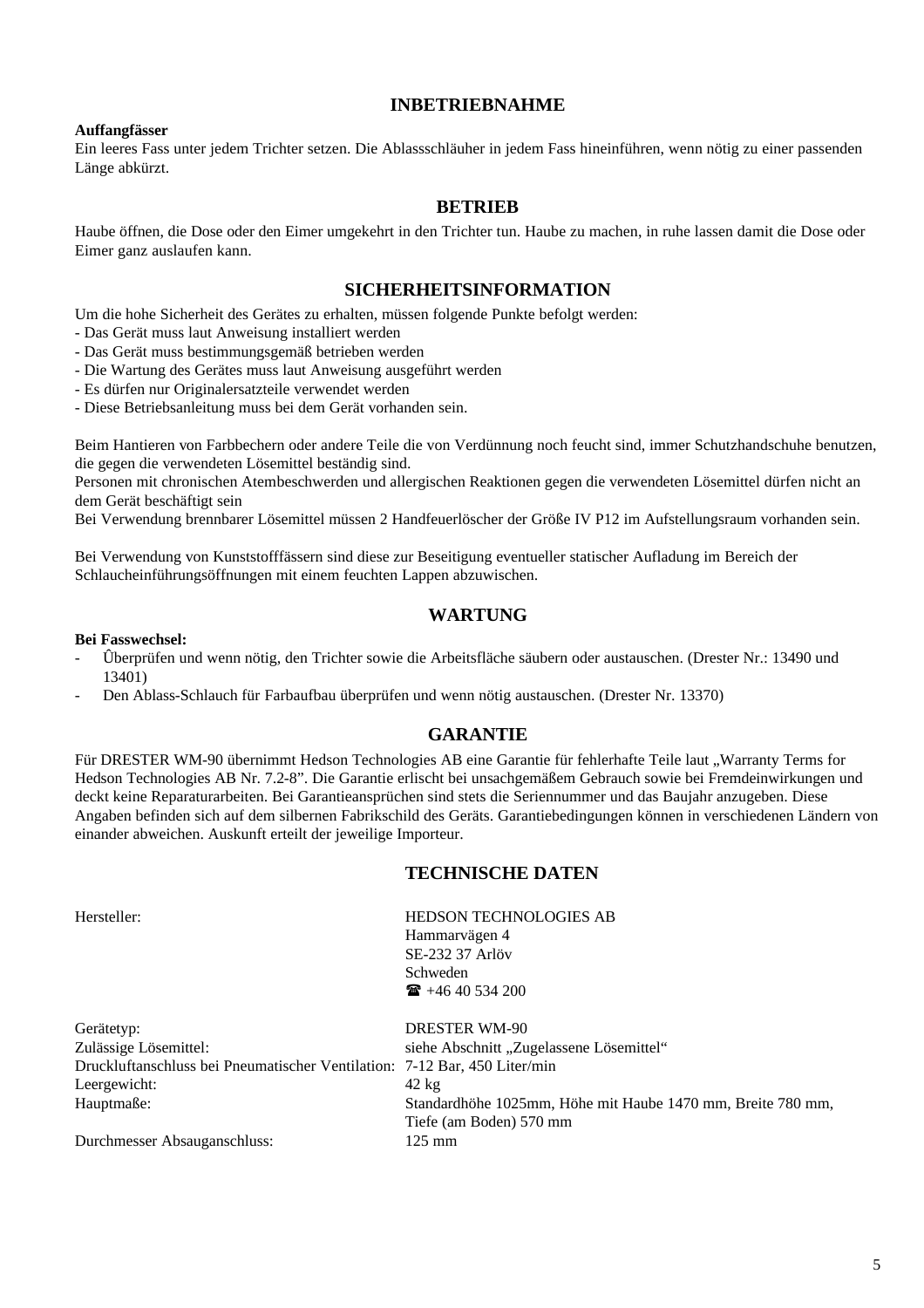## INBETRIEBNAHME

**Auffangfässer**
Ein leeres Fass unter jedem Trichter setzen. Die Ablassschläuher in jedem Fass hineinführen, wenn nötig zu einer passenden Länge abkürzt.

## BETRIEB

Haube öffnen, die Dose oder den Eimer umgekehrt in den Trichter tun. Haube zu machen, in ruhe lassen damit die Dose oder Eimer ganz auslaufen kann.

## SICHERHEITSINFORMATION

Um die hohe Sicherheit des Gerätes zu erhalten, müssen folgende Punkte befolgt werden:
- Das Gerät muss laut Anweisung installiert werden
- Das Gerät muss bestimmungsgemäß betrieben werden
- Die Wartung des Gerätes muss laut Anweisung ausgeführt werden
- Es dürfen nur Originalersatzteile verwendet werden
- Diese Betriebsanleitung muss bei dem Gerät vorhanden sein.

Beim Hantieren von Farbbechern oder andere Teile die von Verdünnung noch feucht sind, immer Schutzhandschuhe benutzen, die gegen die verwendeten Lösemittel beständig sind.
Personen mit chronischen Atembeschwerden und allergischen Reaktionen gegen die verwendeten Lösemittel dürfen nicht an dem Gerät beschäftigt sein
Bei Verwendung brennbarer Lösemittel müssen 2 Handfeuerlöscher der Größe IV P12 im Aufstellungsraum vorhanden sein.

Bei Verwendung von Kunststofffässern sind diese zur Beseitigung eventueller statischer Aufladung im Bereich der Schlaucheinführungsöffnungen mit einem feuchten Lappen abzuwischen.

## WARTUNG

**Bei Fasswechsel:**
- Ȗberprüfen und wenn nötig, den Trichter sowie die Arbeitsfläche säubern oder austauschen. (Drester Nr.: 13490 und 13401)
- Den Ablass-Schlauch für Farbaufbau überprüfen und wenn nötig austauschen. (Drester Nr. 13370)

## GARANTIE

Für DRESTER WM-90 übernimmt Hedson Technologies AB eine Garantie für fehlerhafte Teile laut „Warranty Terms for Hedson Technologies AB Nr. 7.2-8". Die Garantie erlischt bei unsachgemäßem Gebrauch sowie bei Fremdeinwirkungen und deckt keine Reparaturarbeiten. Bei Garantieansprüchen sind stets die Seriennummer und das Baujahr anzugeben. Diese Angaben befinden sich auf dem silbernen Fabrikschild des Geräts. Garantiebedingungen können in verschiedenen Ländern von einander abweichen. Auskunft erteilt der jeweilige Importeur.

## TECHNISCHE DATEN

| | |
|---|---|
| Hersteller: | HEDSON TECHNOLOGIES AB<br>Hammarvägen 4<br>SE-232 37 Arlöv<br>Schweden<br>☎ +46 40 534 200 |
| Gerätetyp: | DRESTER WM-90 |
| Zulässige Lösemittel: | siehe Abschnitt „Zugelassene Lösemittel" |
| Druckluftanschluss bei Pneumatischer Ventilation: | 7-12 Bar, 450 Liter/min |
| Leergewicht: | 42 kg |
| Hauptmaße: | Standardhöhe 1025mm, Höhe mit Haube 1470 mm, Breite 780 mm, Tiefe (am Boden) 570 mm |
| Durchmesser Absauganschluss: | 125 mm |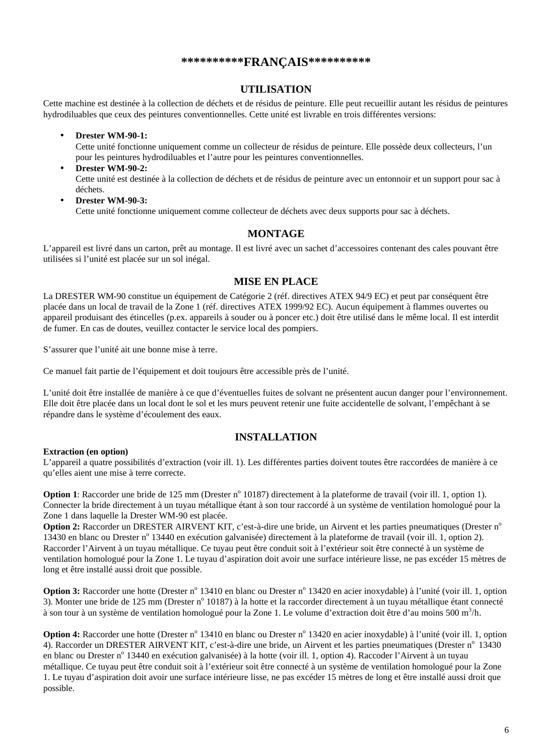# **********FRANÇAIS**********

## UTILISATION

Cette machine est destinée à la collection de déchets et de résidus de peinture. Elle peut recueillir autant les résidus de peintures hydrodiluables que ceux des peintures conventionnelles. Cette unité est livrable en trois différentes versions:

- **Drester WM-90-1:**
  Cette unité fonctionne uniquement comme un collecteur de résidus de peinture. Elle possède deux collecteurs, l'un pour les peintures hydrodiluables et l'autre pour les peintures conventionnelles.
- **Drester WM-90-2:**
  Cette unité est destinée à la collection de déchets et de résidus de peinture avec un entonnoir et un support pour sac à déchets.
- **Drester WM-90-3:**
  Cette unité fonctionne uniquement comme collecteur de déchets avec deux supports pour sac à déchets.

## MONTAGE

L'appareil est livré dans un carton, prêt au montage. Il est livré avec un sachet d'accessoires contenant des cales pouvant être utilisées si l'unité est placée sur un sol inégal.

## MISE EN PLACE

La DRESTER WM-90 constitue un équipement de Catégorie 2 (réf. directives ATEX 94/9 EC) et peut par conséquent être placée dans un local de travail de la Zone 1 (réf. directives ATEX 1999/92 EC). Aucun équipement à flammes ouvertes ou appareil produisant des étincelles (p.ex. appareils à souder ou à poncer etc.) doit être utilisé dans le même local. Il est interdit de fumer. En cas de doutes, veuillez contacter le service local des pompiers.

S'assurer que l'unité ait une bonne mise à terre.

Ce manuel fait partie de l'équipement et doit toujours être accessible près de l'unité.

L'unité doit être installée de manière à ce que d'éventuelles fuites de solvant ne présentent aucun danger pour l'environnement. Elle doit être placée dans un local dont le sol et les murs peuvent retenir une fuite accidentelle de solvant, l'empêchant à se répandre dans le système d'écoulement des eaux.

## INSTALLATION

**Extraction (en option)**
L'appareil a quatre possibilités d'extraction (voir ill. 1). Les différentes parties doivent toutes être raccordées de manière à ce qu'elles aient une mise à terre correcte.

**Option 1**: Raccorder une bride de 125 mm (Drester n$^o$ 10187) directement à la plateforme de travail (voir ill. 1, option 1). Connecter la bride directement à un tuyau métallique étant à son tour raccordé à un système de ventilation homologué pour la Zone 1 dans laquelle la Drester WM-90 est placée.
**Option 2:** Raccorder un DRESTER AIRVENT KIT, c'est-à-dire une bride, un Airvent et les parties pneumatiques (Drester n$^o$ 13430 en blanc ou Drester n$^o$ 13440 en exécution galvanisée) directement à la plateforme de travail (voir ill. 1, option 2). Raccorder l'Airvent à un tuyau métallique. Ce tuyau peut être conduit soit à l'extérieur soit être connecté à un système de ventilation homologué pour la Zone 1. Le tuyau d'aspiration doit avoir une surface intérieure lisse, ne pas excéder 15 mètres de long et être installé aussi droit que possible.

**Option 3:** Raccorder une hotte (Drester n$^o$ 13410 en blanc ou Drester n$^o$ 13420 en acier inoxydable) à l'unité (voir ill. 1, option 3). Monter une bride de 125 mm (Drester n$^o$ 10187) à la hotte et la raccorder directement à un tuyau métallique étant connecté à son tour à un système de ventilation homologué pour la Zone 1. Le volume d'extraction doit être d'au moins 500 m$^3$/h.

**Option 4:** Raccorder une hotte (Drester n$^o$ 13410 en blanc ou Drester n$^o$ 13420 en acier inoxydable) à l'unité (voir ill. 1, option 4). Raccorder un DRESTER AIRVENT KIT, c'est-à-dire une bride, un Airvent et les parties pneumatiques (Drester n$^o$ 13430 en blanc ou Drester n$^o$ 13440 en exécution galvanisée) à la hotte (voir ill. 1, option 4). Raccoder l'Airvent à un tuyau métallique. Ce tuyau peut être conduit soit à l'extérieur soit être connecté à un système de ventilation homologué pour la Zone 1. Le tuyau d'aspiration doit avoir une surface intérieure lisse, ne pas excéder 15 mètres de long et être installé aussi droit que possible.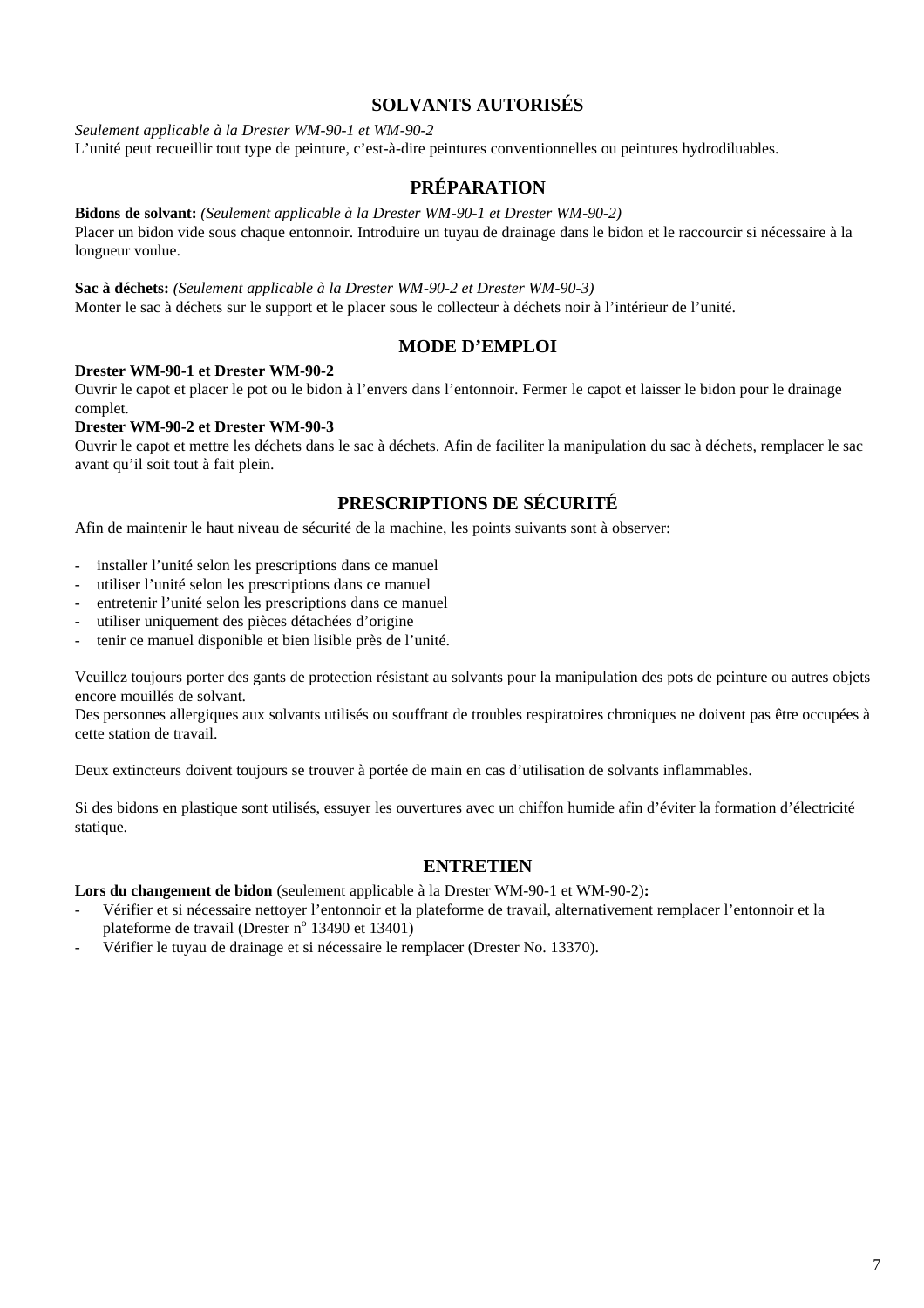## SOLVANTS AUTORISÉS

*Seulement applicable à la Drester WM-90-1 et WM-90-2*
L'unité peut recueillir tout type de peinture, c'est-à-dire peintures conventionnelles ou peintures hydrodiluables.

## PRÉPARATION

**Bidons de solvant:** *(Seulement applicable à la Drester WM-90-1 et Drester WM-90-2)*
Placer un bidon vide sous chaque entonnoir. Introduire un tuyau de drainage dans le bidon et le raccourcir si nécessaire à la longueur voulue.

**Sac à déchets:** *(Seulement applicable à la Drester WM-90-2 et Drester WM-90-3)*
Monter le sac à déchets sur le support et le placer sous le collecteur à déchets noir à l'intérieur de l'unité.

## MODE D'EMPLOI

**Drester WM-90-1 et Drester WM-90-2**
Ouvrir le capot et placer le pot ou le bidon à l'envers dans l'entonnoir. Fermer le capot et laisser le bidon pour le drainage complet.
**Drester WM-90-2 et Drester WM-90-3**
Ouvrir le capot et mettre les déchets dans le sac à déchets. Afin de faciliter la manipulation du sac à déchets, remplacer le sac avant qu'il soit tout à fait plein.

## PRESCRIPTIONS DE SÉCURITÉ

Afin de maintenir le haut niveau de sécurité de la machine, les points suivants sont à observer:

- installer l'unité selon les prescriptions dans ce manuel
- utiliser l'unité selon les prescriptions dans ce manuel
- entretenir l'unité selon les prescriptions dans ce manuel
- utiliser uniquement des pièces détachées d'origine
- tenir ce manuel disponible et bien lisible près de l'unité.

Veuillez toujours porter des gants de protection résistant au solvants pour la manipulation des pots de peinture ou autres objets encore mouillés de solvant.
Des personnes allergiques aux solvants utilisés ou souffrant de troubles respiratoires chroniques ne doivent pas être occupées à cette station de travail.

Deux extincteurs doivent toujours se trouver à portée de main en cas d'utilisation de solvants inflammables.

Si des bidons en plastique sont utilisés, essuyer les ouvertures avec un chiffon humide afin d'éviter la formation d'électricité statique.

## ENTRETIEN

**Lors du changement de bidon** (seulement applicable à la Drester WM-90-1 et WM-90-2)**:**
- Vérifier et si nécessaire nettoyer l'entonnoir et la plateforme de travail, alternativement remplacer l'entonnoir et la plateforme de travail (Drester n° 13490 et 13401)
- Vérifier le tuyau de drainage et si nécessaire le remplacer (Drester No. 13370).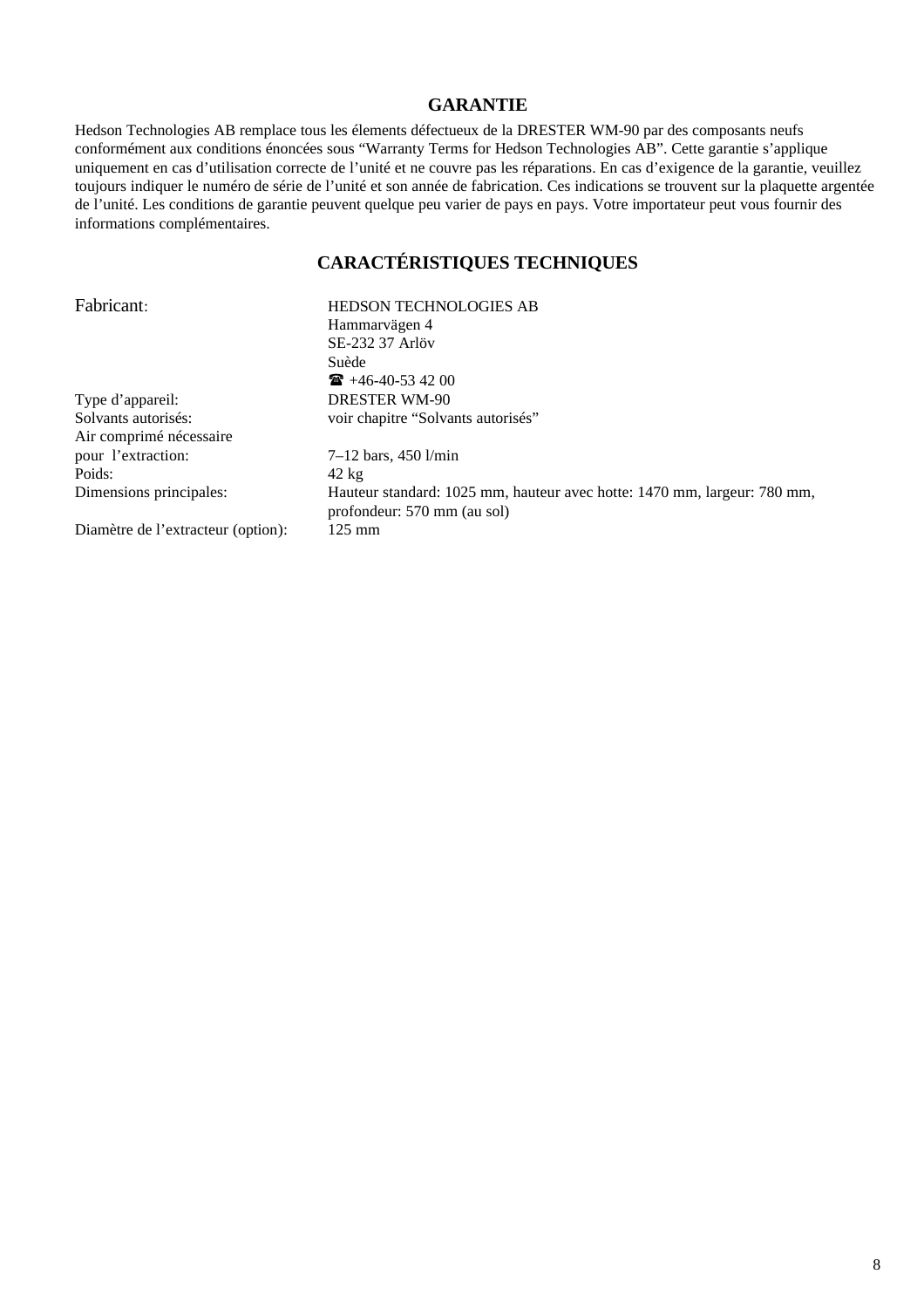## GARANTIE

Hedson Technologies AB remplace tous les élements défectueux de la DRESTER WM-90 par des composants neufs conformément aux conditions énoncées sous “Warranty Terms for Hedson Technologies AB”. Cette garantie s’applique uniquement en cas d’utilisation correcte de l’unité et ne couvre pas les réparations. En cas d’exigence de la garantie, veuillez toujours indiquer le numéro de série de l’unité et son année de fabrication. Ces indications se trouvent sur la plaquette argentée de l’unité. Les conditions de garantie peuvent quelque peu varier de pays en pays. Votre importateur peut vous fournir des informations complémentaires.

## CARACTÉRISTIQUES TECHNIQUES

| | |
|---|---|
| Fabricant: | HEDSON TECHNOLOGIES AB<br>Hammarvägen 4<br>SE-232 37 Arlöv<br>Suède<br>☎ +46-40-53 42 00 |
| Type d’appareil: | DRESTER WM-90 |
| Solvants autorisés: | voir chapitre “Solvants autorisés” |
| Air comprimé nécessaire pour l’extraction: | 7–12 bars, 450 l/min |
| Poids: | 42 kg |
| Dimensions principales: | Hauteur standard: 1025 mm, hauteur avec hotte: 1470 mm, largeur: 780 mm, profondeur: 570 mm (au sol) |
| Diamètre de l’extracteur (option): | 125 mm |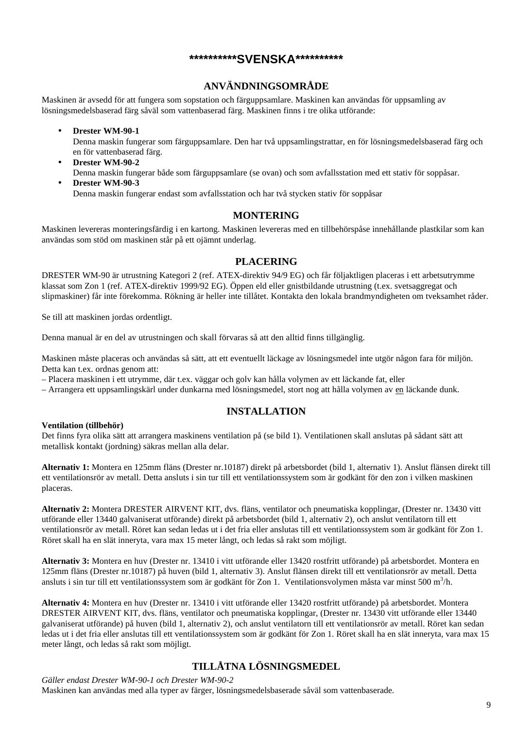# **********SVENSKA**********

## ANVÄNDNINGSOMRÅDE

Maskinen är avsedd för att fungera som sopstation och färguppsamlare. Maskinen kan användas för uppsamling av lösningsmedelsbaserad färg såväl som vattenbaserad färg. Maskinen finns i tre olika utförande:

- **Drester WM-90-1**
  Denna maskin fungerar som färguppsamlare. Den har två uppsamlingstrattar, en för lösningsmedelsbaserad färg och en för vattenbaserad färg.
- **Drester WM-90-2**
  Denna maskin fungerar både som färguppsamlare (se ovan) och som avfallsstation med ett stativ för soppåsar.
- **Drester WM-90-3**
  Denna maskin fungerar endast som avfallsstation och har två stycken stativ för soppåsar

## MONTERING

Maskinen levereras monteringsfärdig i en kartong. Maskinen levereras med en tillbehörspåse innehållande plastkilar som kan användas som stöd om maskinen står på ett ojämnt underlag.

## PLACERING

DRESTER WM-90 är utrustning Kategori 2 (ref. ATEX-direktiv 94/9 EG) och får följaktligen placeras i ett arbetsutrymme klassat som Zon 1 (ref. ATEX-direktiv 1999/92 EG). Öppen eld eller gnistbildande utrustning (t.ex. svetsaggregat och slipmaskiner) får inte förekomma. Rökning är heller inte tillåtet. Kontakta den lokala brandmyndigheten om tveksamhet råder.

Se till att maskinen jordas ordentligt.

Denna manual är en del av utrustningen och skall förvaras så att den alltid finns tillgänglig.

Maskinen måste placeras och användas så sätt, att ett eventuellt läckage av lösningsmedel inte utgör någon fara för miljön. Detta kan t.ex. ordnas genom att:
– Placera maskinen i ett utrymme, där t.ex. väggar och golv kan hålla volymen av ett läckande fat, eller
– Arrangera ett uppsamlingskärl under dunkarna med lösningsmedel, stort nog att hålla volymen av <u>en</u> läckande dunk.

## INSTALLATION

**Ventilation (tillbehör)**
Det finns fyra olika sätt att arrangera maskinens ventilation på (se bild 1). Ventilationen skall anslutas på sådant sätt att metallisk kontakt (jordning) säkras mellan alla delar.

**Alternativ 1:** Montera en 125mm fläns (Drester nr.10187) direkt på arbetsbordet (bild 1, alternativ 1). Anslut flänsen direkt till ett ventilationsrör av metall. Detta ansluts i sin tur till ett ventilationssystem som är godkänt för den zon i vilken maskinen placeras.

**Alternativ 2:** Montera DRESTER AIRVENT KIT, dvs. fläns, ventilator och pneumatiska kopplingar, (Drester nr. 13430 vitt utförande eller 13440 galvaniserat utförande) direkt på arbetsbordet (bild 1, alternativ 2), och anslut ventilatorn till ett ventilationsrör av metall. Röret kan sedan ledas ut i det fria eller anslutas till ett ventilationssystem som är godkänt för Zon 1. Röret skall ha en slät inneryta, vara max 15 meter långt, och ledas så rakt som möjligt.

**Alternativ 3:** Montera en huv (Drester nr. 13410 i vitt utförande eller 13420 rostfritt utförande) på arbetsbordet. Montera en 125mm fläns (Drester nr.10187) på huven (bild 1, alternativ 3). Anslut flänsen direkt till ett ventilationsrör av metall. Detta ansluts i sin tur till ett ventilationssystem som är godkänt för Zon 1. Ventilationsvolymen måsta var minst 500 $m^3$/h.

**Alternativ 4:** Montera en huv (Drester nr. 13410 i vitt utförande eller 13420 rostfritt utförande) på arbetsbordet. Montera DRESTER AIRVENT KIT, dvs. fläns, ventilator och pneumatiska kopplingar, (Drester nr. 13430 vitt utförande eller 13440 galvaniserat utförande) på huven (bild 1, alternativ 2), och anslut ventilatorn till ett ventilationsrör av metall. Röret kan sedan ledas ut i det fria eller anslutas till ett ventilationssystem som är godkänt för Zon 1. Röret skall ha en slät inneryta, vara max 15 meter långt, och ledas så rakt som möjligt.

## TILLÅTNA LÖSNINGSMEDEL

*Gäller endast Drester WM-90-1 och Drester WM-90-2*
Maskinen kan användas med alla typer av färger, lösningsmedelsbaserade såväl som vattenbaserade.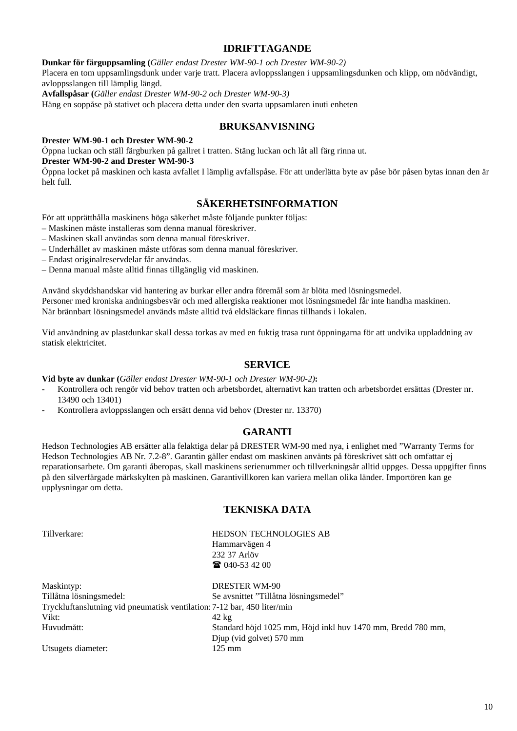## IDRIFTTAGANDE

**Dunkar för färguppsamling (***Gäller endast Drester WM-90-1 och Drester WM-90-2)*
Placera en tom uppsamlingsdunk under varje tratt. Placera avloppsslangen i uppsamlingsdunken och klipp, om nödvändigt, avloppsslangen till lämplig längd.
**Avfallspåsar (***Gäller endast Drester WM-90-2 och Drester WM-90-3)*
Häng en soppåse på stativet och placera detta under den svarta uppsamlaren inuti enheten

## BRUKSANVISNING

**Drester WM-90-1 och Drester WM-90-2**
Öppna luckan och ställ färgburken på gallret i tratten. Stäng luckan och låt all färg rinna ut.
**Drester WM-90-2 and Drester WM-90-3**
Öppna locket på maskinen och kasta avfallet I lämplig avfallspåse. För att underlätta byte av påse bör påsen bytas innan den är helt full.

## SÄKERHETSINFORMATION

För att upprätthålla maskinens höga säkerhet måste följande punkter följas:
– Maskinen måste installeras som denna manual föreskriver.
– Maskinen skall användas som denna manual föreskriver.
– Underhållet av maskinen måste utföras som denna manual föreskriver.
– Endast originalreservdelar får användas.
– Denna manual måste alltid finnas tillgänglig vid maskinen.

Använd skyddshandskar vid hantering av burkar eller andra föremål som är blöta med lösningsmedel.
Personer med kroniska andningsbesvär och med allergiska reaktioner mot lösningsmedel får inte handha maskinen.
När brännbart lösningsmedel används måste alltid två eldsläckare finnas tillhands i lokalen.

Vid användning av plastdunkar skall dessa torkas av med en fuktig trasa runt öppningarna för att undvika uppladdning av statisk elektricitet.

## SERVICE

**Vid byte av dunkar (***Gäller endast Drester WM-90-1 och Drester WM-90-2)***:**

- Kontrollera och rengör vid behov tratten och arbetsbordet, alternativt kan tratten och arbetsbordet ersättas (Drester nr. 13490 och 13401)
- Kontrollera avloppsslangen och ersätt denna vid behov (Drester nr. 13370)

## GARANTI

Hedson Technologies AB ersätter alla felaktiga delar på DRESTER WM-90 med nya, i enlighet med ”Warranty Terms for Hedson Technologies AB Nr. 7.2-8”. Garantin gäller endast om maskinen använts på föreskrivet sätt och omfattar ej reparationsarbete. Om garanti åberopas, skall maskinens serienummer och tillverkningsår alltid uppges. Dessa uppgifter finns på den silverfärgade märkskylten på maskinen. Garantivillkoren kan variera mellan olika länder. Importören kan ge upplysningar om detta.

## TEKNISKA DATA

| | |
|---|---|
| Tillverkare: | HEDSON TECHNOLOGIES AB<br>Hammarvägen 4<br>232 37 Arlöv<br>☎ 040-53 42 00 |
| Maskintyp: | DRESTER WM-90 |
| Tillåtna lösningsmedel: | Se avsnittet ”Tillåtna lösningsmedel” |
| Tryckluftanslutning vid pneumatisk ventilation: | 7-12 bar, 450 liter/min |
| Vikt: | 42 kg |
| Huvudmått: | Standard höjd 1025 mm, Höjd inkl huv 1470 mm, Bredd 780 mm, Djup (vid golvet) 570 mm |
| Utsugets diameter: | 125 mm |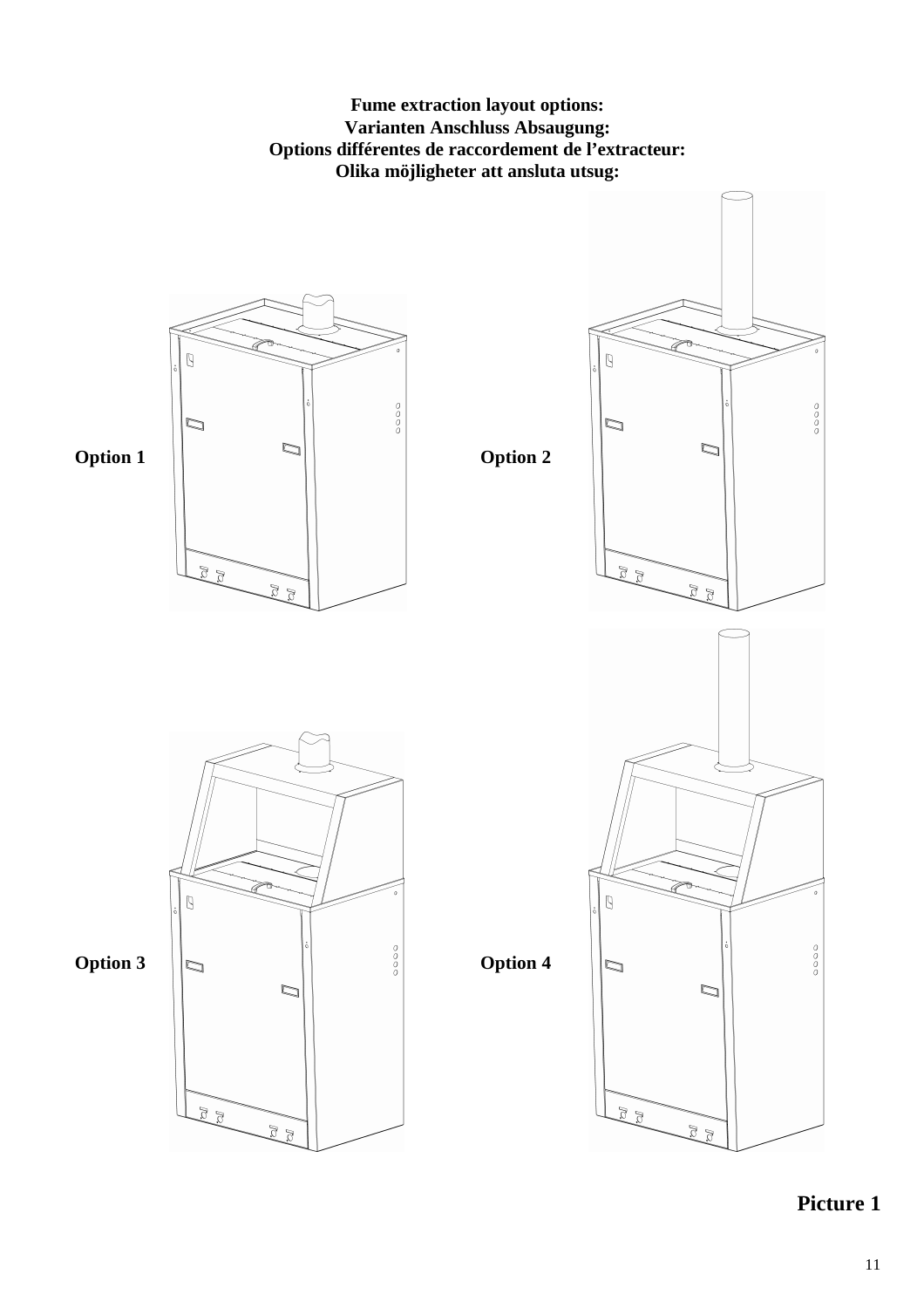**Fume extraction layout options:**
**Varianten Anschluss Absaugung:**
**Options différentes de raccordement de l'extracteur:**
**Olika möjligheter att ansluta utsug:**

**Option 1**

**Option 2**

**Option 3**

**Option 4**

**Picture 1**